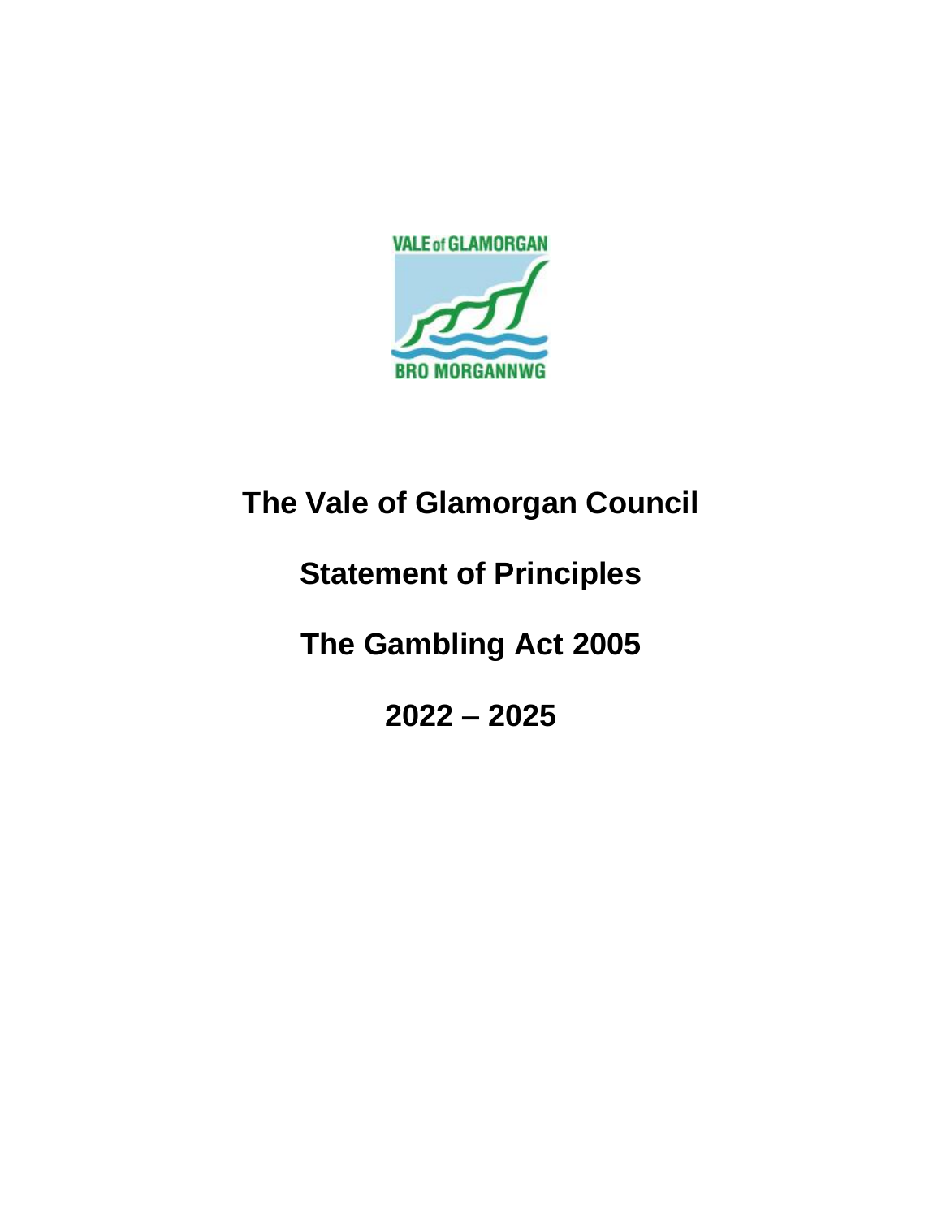# The Vale of Glamorgan Council

# Statement of Principles

# The Gambling Act 2005

# 2022 – 2025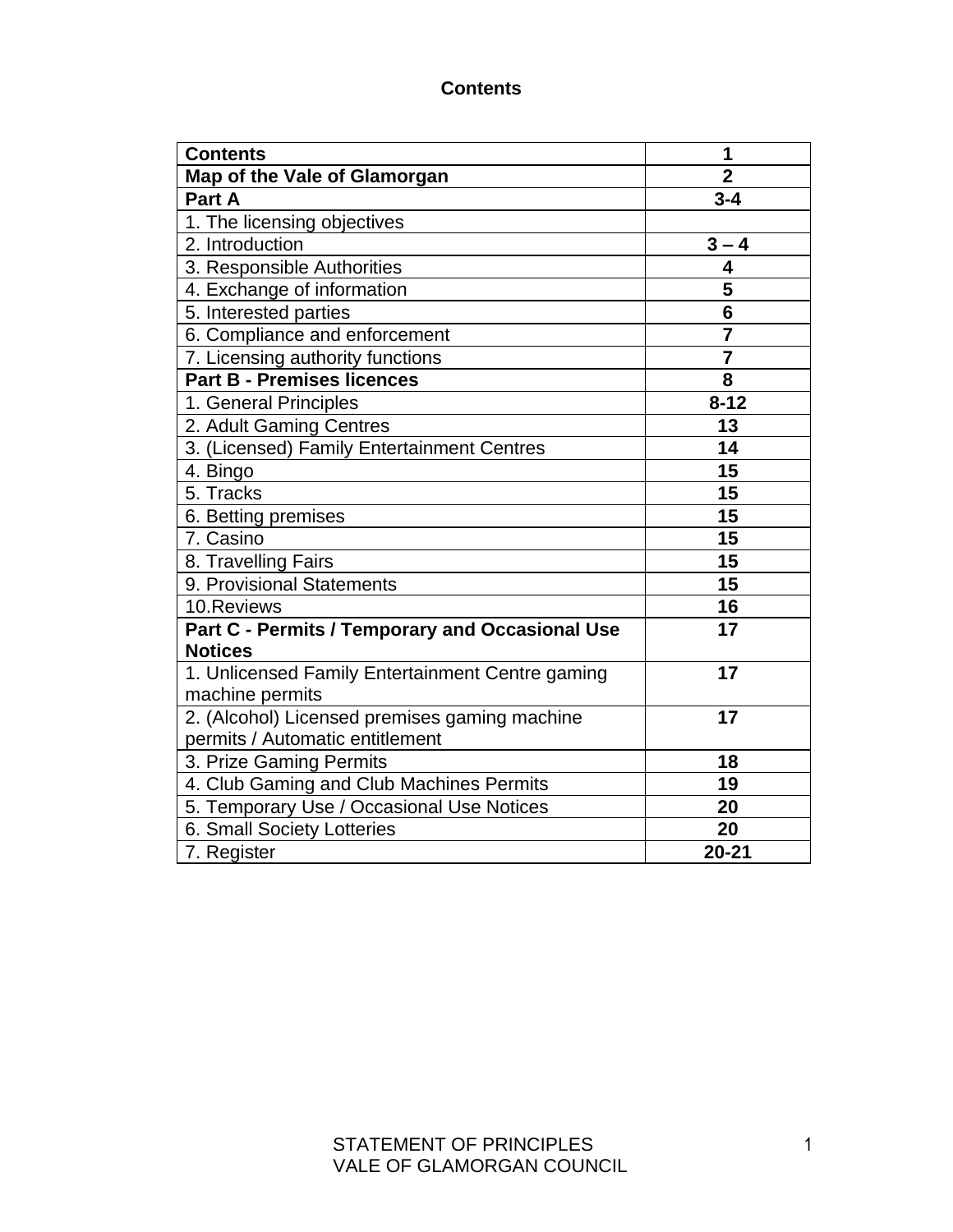# Contents

| Contents | 1 |
|---|---|
| **Map of the Vale of Glamorgan** | **2** |
| **Part A** | **3-4** |
| 1. The licensing objectives | |
| 2. Introduction | **3 – 4** |
| 3. Responsible Authorities | **4** |
| 4. Exchange of information | **5** |
| 5. Interested parties | **6** |
| 6. Compliance and enforcement | **7** |
| 7. Licensing authority functions | **7** |
| **Part B - Premises licences** | **8** |
| 1. General Principles | **8-12** |
| 2. Adult Gaming Centres | **13** |
| 3. (Licensed) Family Entertainment Centres | **14** |
| 4. Bingo | **15** |
| 5. Tracks | **15** |
| 6. Betting premises | **15** |
| 7. Casino | **15** |
| 8. Travelling Fairs | **15** |
| 9. Provisional Statements | **15** |
| 10.Reviews | **16** |
| **Part C - Permits / Temporary and Occasional Use Notices** | **17** |
| 1. Unlicensed Family Entertainment Centre gaming machine permits | **17** |
| 2. (Alcohol) Licensed premises gaming machine permits / Automatic entitlement | **17** |
| 3. Prize Gaming Permits | **18** |
| 4. Club Gaming and Club Machines Permits | **19** |
| 5. Temporary Use / Occasional Use Notices | **20** |
| 6. Small Society Lotteries | **20** |
| 7. Register | **20-21** |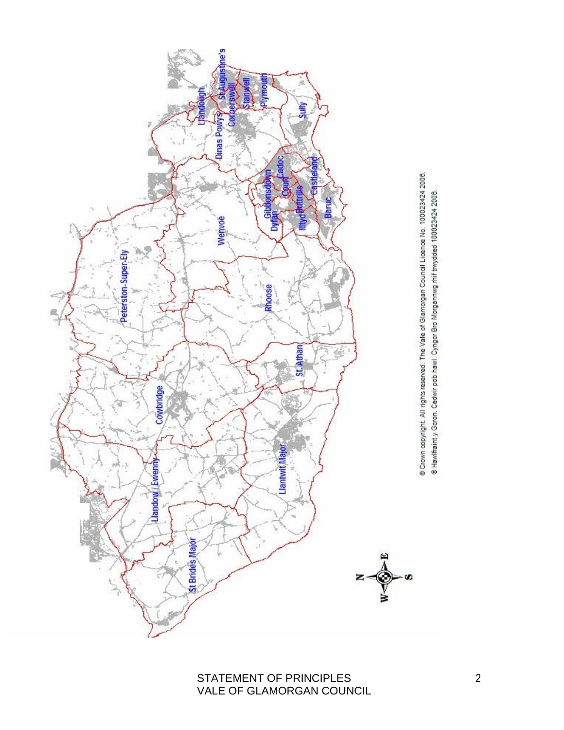Llandough

St Augustine's

Dinas Powys

Cornerswell

Stanwell

Plymouth

Sully

Cadoc

Court

Gibbonsdown

Castleland

Dyfan

Buttrills

Illtyd

Baruc

Wenvoe

Peterston-Super-Ely

Rhoose

St. Athan

Cowbridge

Llantwit Major

Llandow / Ewenny

St Brides Major

N E S W

© Crown copyright. All rights reserved. The Vale of Glamorgan Council Licence No. 100023424 2006.
© Hawlfraint y Goron. Cedwir pob hawl. Cyngor Bro Morgannwg rhif trwydded 100023424 2006.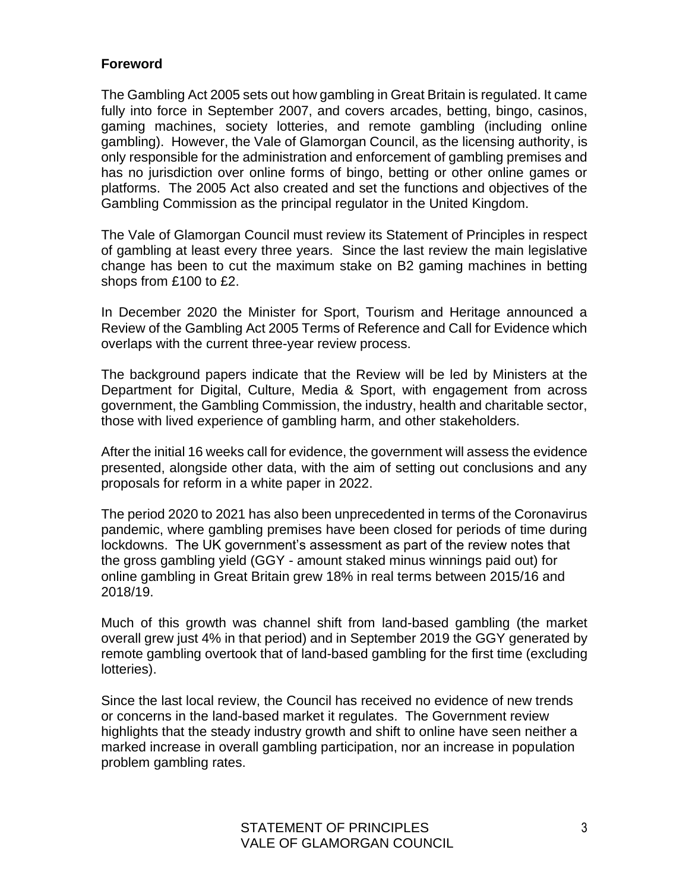## Foreword

The Gambling Act 2005 sets out how gambling in Great Britain is regulated. It came fully into force in September 2007, and covers arcades, betting, bingo, casinos, gaming machines, society lotteries, and remote gambling (including online gambling). However, the Vale of Glamorgan Council, as the licensing authority, is only responsible for the administration and enforcement of gambling premises and has no jurisdiction over online forms of bingo, betting or other online games or platforms. The 2005 Act also created and set the functions and objectives of the Gambling Commission as the principal regulator in the United Kingdom.

The Vale of Glamorgan Council must review its Statement of Principles in respect of gambling at least every three years. Since the last review the main legislative change has been to cut the maximum stake on B2 gaming machines in betting shops from £100 to £2.

In December 2020 the Minister for Sport, Tourism and Heritage announced a Review of the Gambling Act 2005 Terms of Reference and Call for Evidence which overlaps with the current three-year review process.

The background papers indicate that the Review will be led by Ministers at the Department for Digital, Culture, Media & Sport, with engagement from across government, the Gambling Commission, the industry, health and charitable sector, those with lived experience of gambling harm, and other stakeholders.

After the initial 16 weeks call for evidence, the government will assess the evidence presented, alongside other data, with the aim of setting out conclusions and any proposals for reform in a white paper in 2022.

The period 2020 to 2021 has also been unprecedented in terms of the Coronavirus pandemic, where gambling premises have been closed for periods of time during lockdowns. The UK government's assessment as part of the review notes that the gross gambling yield (GGY - amount staked minus winnings paid out) for online gambling in Great Britain grew 18% in real terms between 2015/16 and 2018/19.

Much of this growth was channel shift from land-based gambling (the market overall grew just 4% in that period) and in September 2019 the GGY generated by remote gambling overtook that of land-based gambling for the first time (excluding lotteries).

Since the last local review, the Council has received no evidence of new trends or concerns in the land-based market it regulates. The Government review highlights that the steady industry growth and shift to online have seen neither a marked increase in overall gambling participation, nor an increase in population problem gambling rates.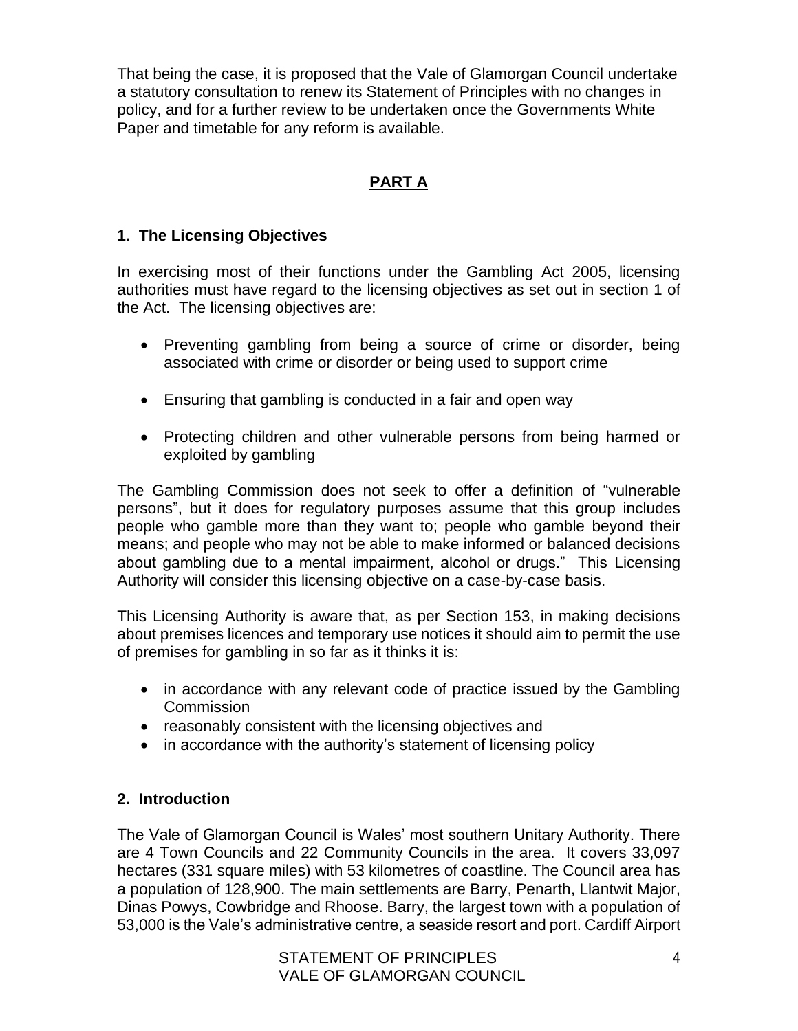That being the case, it is proposed that the Vale of Glamorgan Council undertake a statutory consultation to renew its Statement of Principles with no changes in policy, and for a further review to be undertaken once the Governments White Paper and timetable for any reform is available.

# PART A

## 1. The Licensing Objectives

In exercising most of their functions under the Gambling Act 2005, licensing authorities must have regard to the licensing objectives as set out in section 1 of the Act. The licensing objectives are:

- Preventing gambling from being a source of crime or disorder, being associated with crime or disorder or being used to support crime
- Ensuring that gambling is conducted in a fair and open way
- Protecting children and other vulnerable persons from being harmed or exploited by gambling

The Gambling Commission does not seek to offer a definition of "vulnerable persons", but it does for regulatory purposes assume that this group includes people who gamble more than they want to; people who gamble beyond their means; and people who may not be able to make informed or balanced decisions about gambling due to a mental impairment, alcohol or drugs." This Licensing Authority will consider this licensing objective on a case-by-case basis.

This Licensing Authority is aware that, as per Section 153, in making decisions about premises licences and temporary use notices it should aim to permit the use of premises for gambling in so far as it thinks it is:

- in accordance with any relevant code of practice issued by the Gambling Commission
- reasonably consistent with the licensing objectives and
- in accordance with the authority's statement of licensing policy

## 2. Introduction

The Vale of Glamorgan Council is Wales' most southern Unitary Authority. There are 4 Town Councils and 22 Community Councils in the area. It covers 33,097 hectares (331 square miles) with 53 kilometres of coastline. The Council area has a population of 128,900. The main settlements are Barry, Penarth, Llantwit Major, Dinas Powys, Cowbridge and Rhoose. Barry, the largest town with a population of 53,000 is the Vale's administrative centre, a seaside resort and port. Cardiff Airport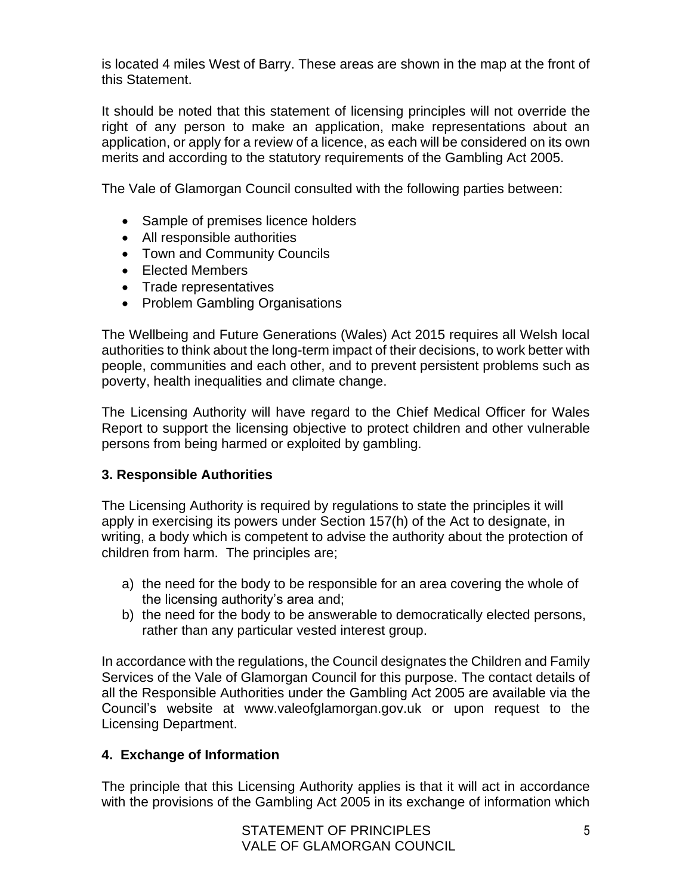is located 4 miles West of Barry. These areas are shown in the map at the front of this Statement.

It should be noted that this statement of licensing principles will not override the right of any person to make an application, make representations about an application, or apply for a review of a licence, as each will be considered on its own merits and according to the statutory requirements of the Gambling Act 2005.

The Vale of Glamorgan Council consulted with the following parties between:

- Sample of premises licence holders
- All responsible authorities
- Town and Community Councils
- Elected Members
- Trade representatives
- Problem Gambling Organisations

The Wellbeing and Future Generations (Wales) Act 2015 requires all Welsh local authorities to think about the long-term impact of their decisions, to work better with people, communities and each other, and to prevent persistent problems such as poverty, health inequalities and climate change.

The Licensing Authority will have regard to the Chief Medical Officer for Wales Report to support the licensing objective to protect children and other vulnerable persons from being harmed or exploited by gambling.

## 3. Responsible Authorities

The Licensing Authority is required by regulations to state the principles it will apply in exercising its powers under Section 157(h) of the Act to designate, in writing, a body which is competent to advise the authority about the protection of children from harm. The principles are;

a) the need for the body to be responsible for an area covering the whole of the licensing authority's area and;
b) the need for the body to be answerable to democratically elected persons, rather than any particular vested interest group.

In accordance with the regulations, the Council designates the Children and Family Services of the Vale of Glamorgan Council for this purpose. The contact details of all the Responsible Authorities under the Gambling Act 2005 are available via the Council's website at www.valeofglamorgan.gov.uk or upon request to the Licensing Department.

## 4. Exchange of Information

The principle that this Licensing Authority applies is that it will act in accordance with the provisions of the Gambling Act 2005 in its exchange of information which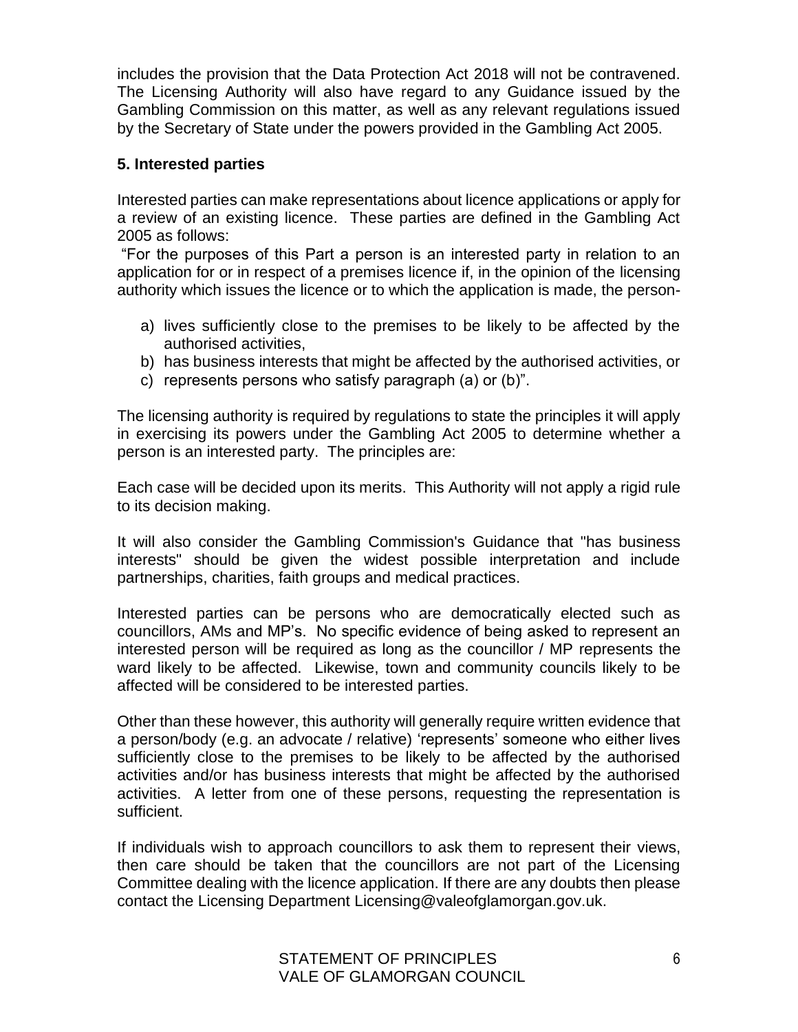includes the provision that the Data Protection Act 2018 will not be contravened. The Licensing Authority will also have regard to any Guidance issued by the Gambling Commission on this matter, as well as any relevant regulations issued by the Secretary of State under the powers provided in the Gambling Act 2005.

### 5. Interested parties

Interested parties can make representations about licence applications or apply for a review of an existing licence. These parties are defined in the Gambling Act 2005 as follows:

"For the purposes of this Part a person is an interested party in relation to an application for or in respect of a premises licence if, in the opinion of the licensing authority which issues the licence or to which the application is made, the person-

a) lives sufficiently close to the premises to be likely to be affected by the authorised activities,
b) has business interests that might be affected by the authorised activities, or
c) represents persons who satisfy paragraph (a) or (b)".

The licensing authority is required by regulations to state the principles it will apply in exercising its powers under the Gambling Act 2005 to determine whether a person is an interested party. The principles are:

Each case will be decided upon its merits. This Authority will not apply a rigid rule to its decision making.

It will also consider the Gambling Commission's Guidance that "has business interests" should be given the widest possible interpretation and include partnerships, charities, faith groups and medical practices.

Interested parties can be persons who are democratically elected such as councillors, AMs and MP's. No specific evidence of being asked to represent an interested person will be required as long as the councillor / MP represents the ward likely to be affected. Likewise, town and community councils likely to be affected will be considered to be interested parties.

Other than these however, this authority will generally require written evidence that a person/body (e.g. an advocate / relative) 'represents' someone who either lives sufficiently close to the premises to be likely to be affected by the authorised activities and/or has business interests that might be affected by the authorised activities. A letter from one of these persons, requesting the representation is sufficient.

If individuals wish to approach councillors to ask them to represent their views, then care should be taken that the councillors are not part of the Licensing Committee dealing with the licence application. If there are any doubts then please contact the Licensing Department Licensing@valeofglamorgan.gov.uk.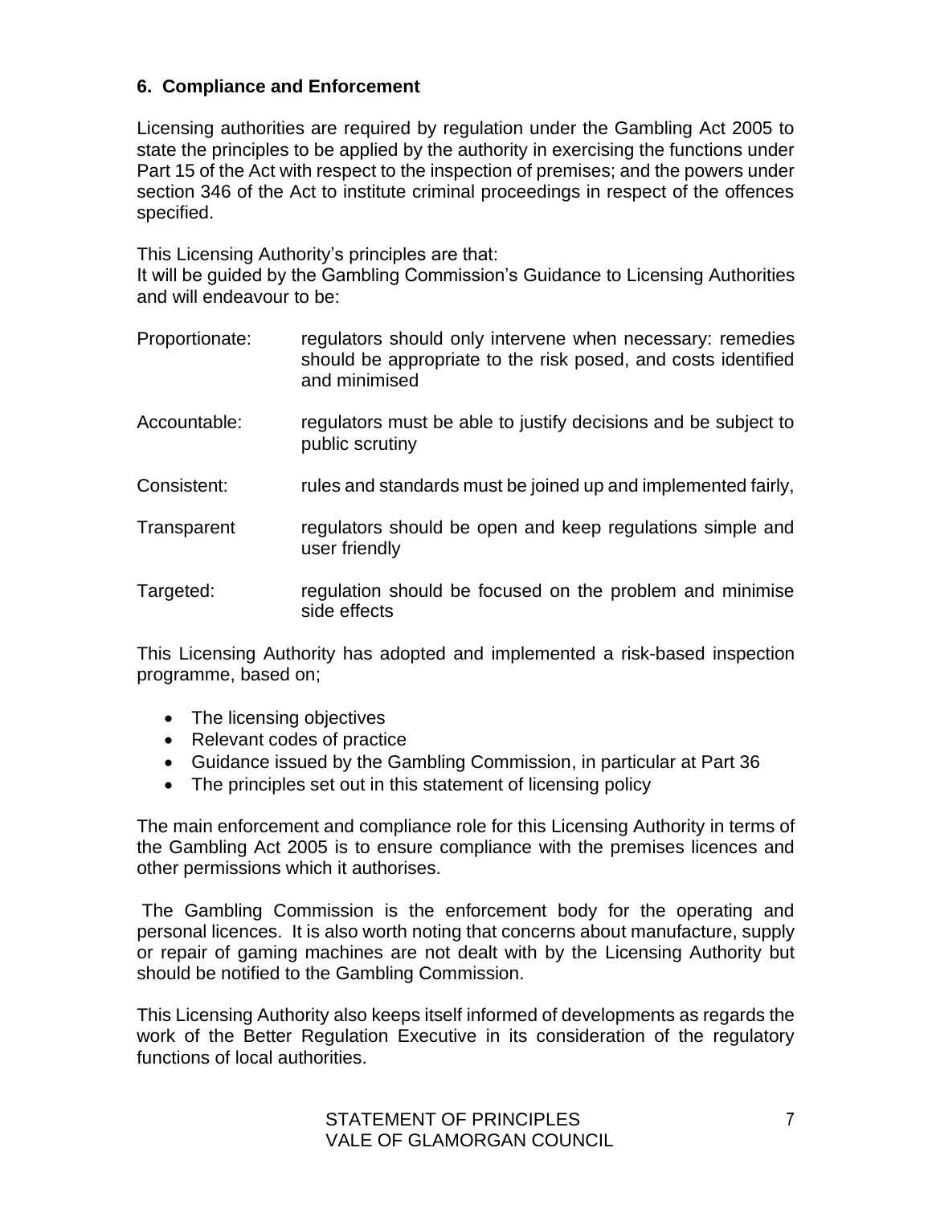## 6. Compliance and Enforcement

Licensing authorities are required by regulation under the Gambling Act 2005 to state the principles to be applied by the authority in exercising the functions under Part 15 of the Act with respect to the inspection of premises; and the powers under section 346 of the Act to institute criminal proceedings in respect of the offences specified.

This Licensing Authority's principles are that:
It will be guided by the Gambling Commission's Guidance to Licensing Authorities and will endeavour to be:

Proportionate: regulators should only intervene when necessary: remedies should be appropriate to the risk posed, and costs identified and minimised

Accountable: regulators must be able to justify decisions and be subject to public scrutiny

Consistent: rules and standards must be joined up and implemented fairly,

Transparent regulators should be open and keep regulations simple and user friendly

Targeted: regulation should be focused on the problem and minimise side effects

This Licensing Authority has adopted and implemented a risk-based inspection programme, based on;

- The licensing objectives
- Relevant codes of practice
- Guidance issued by the Gambling Commission, in particular at Part 36
- The principles set out in this statement of licensing policy

The main enforcement and compliance role for this Licensing Authority in terms of the Gambling Act 2005 is to ensure compliance with the premises licences and other permissions which it authorises.

The Gambling Commission is the enforcement body for the operating and personal licences. It is also worth noting that concerns about manufacture, supply or repair of gaming machines are not dealt with by the Licensing Authority but should be notified to the Gambling Commission.

This Licensing Authority also keeps itself informed of developments as regards the work of the Better Regulation Executive in its consideration of the regulatory functions of local authorities.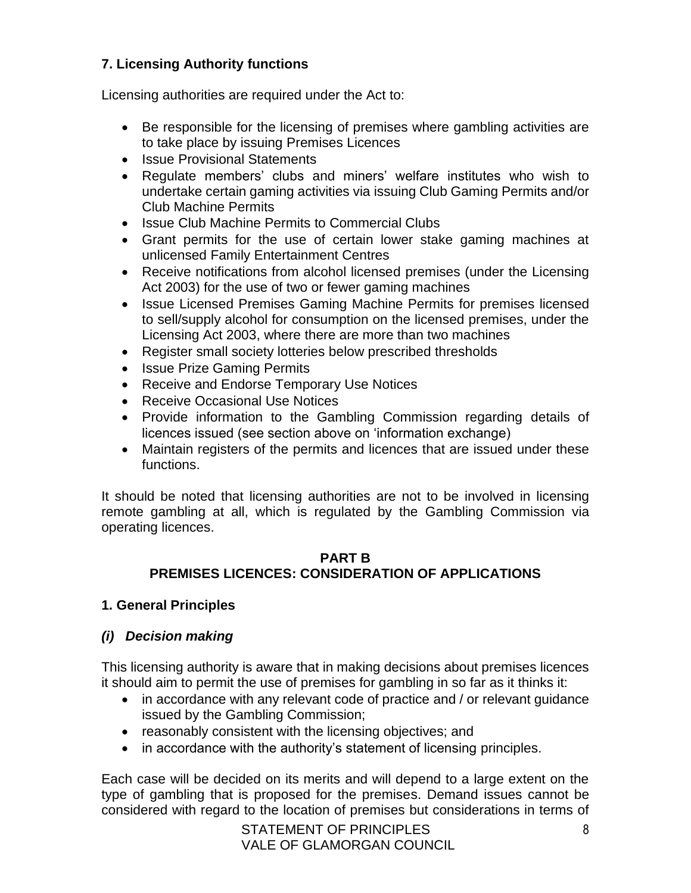### 7. Licensing Authority functions

Licensing authorities are required under the Act to:

- Be responsible for the licensing of premises where gambling activities are to take place by issuing Premises Licences
- Issue Provisional Statements
- Regulate members' clubs and miners' welfare institutes who wish to undertake certain gaming activities via issuing Club Gaming Permits and/or Club Machine Permits
- Issue Club Machine Permits to Commercial Clubs
- Grant permits for the use of certain lower stake gaming machines at unlicensed Family Entertainment Centres
- Receive notifications from alcohol licensed premises (under the Licensing Act 2003) for the use of two or fewer gaming machines
- Issue Licensed Premises Gaming Machine Permits for premises licensed to sell/supply alcohol for consumption on the licensed premises, under the Licensing Act 2003, where there are more than two machines
- Register small society lotteries below prescribed thresholds
- Issue Prize Gaming Permits
- Receive and Endorse Temporary Use Notices
- Receive Occasional Use Notices
- Provide information to the Gambling Commission regarding details of licences issued (see section above on 'information exchange)
- Maintain registers of the permits and licences that are issued under these functions.

It should be noted that licensing authorities are not to be involved in licensing remote gambling at all, which is regulated by the Gambling Commission via operating licences.

## PART B
## PREMISES LICENCES: CONSIDERATION OF APPLICATIONS

### 1. General Principles

#### *(i) Decision making*

This licensing authority is aware that in making decisions about premises licences it should aim to permit the use of premises for gambling in so far as it thinks it:

- in accordance with any relevant code of practice and / or relevant guidance issued by the Gambling Commission;
- reasonably consistent with the licensing objectives; and
- in accordance with the authority's statement of licensing principles.

Each case will be decided on its merits and will depend to a large extent on the type of gambling that is proposed for the premises. Demand issues cannot be considered with regard to the location of premises but considerations in terms of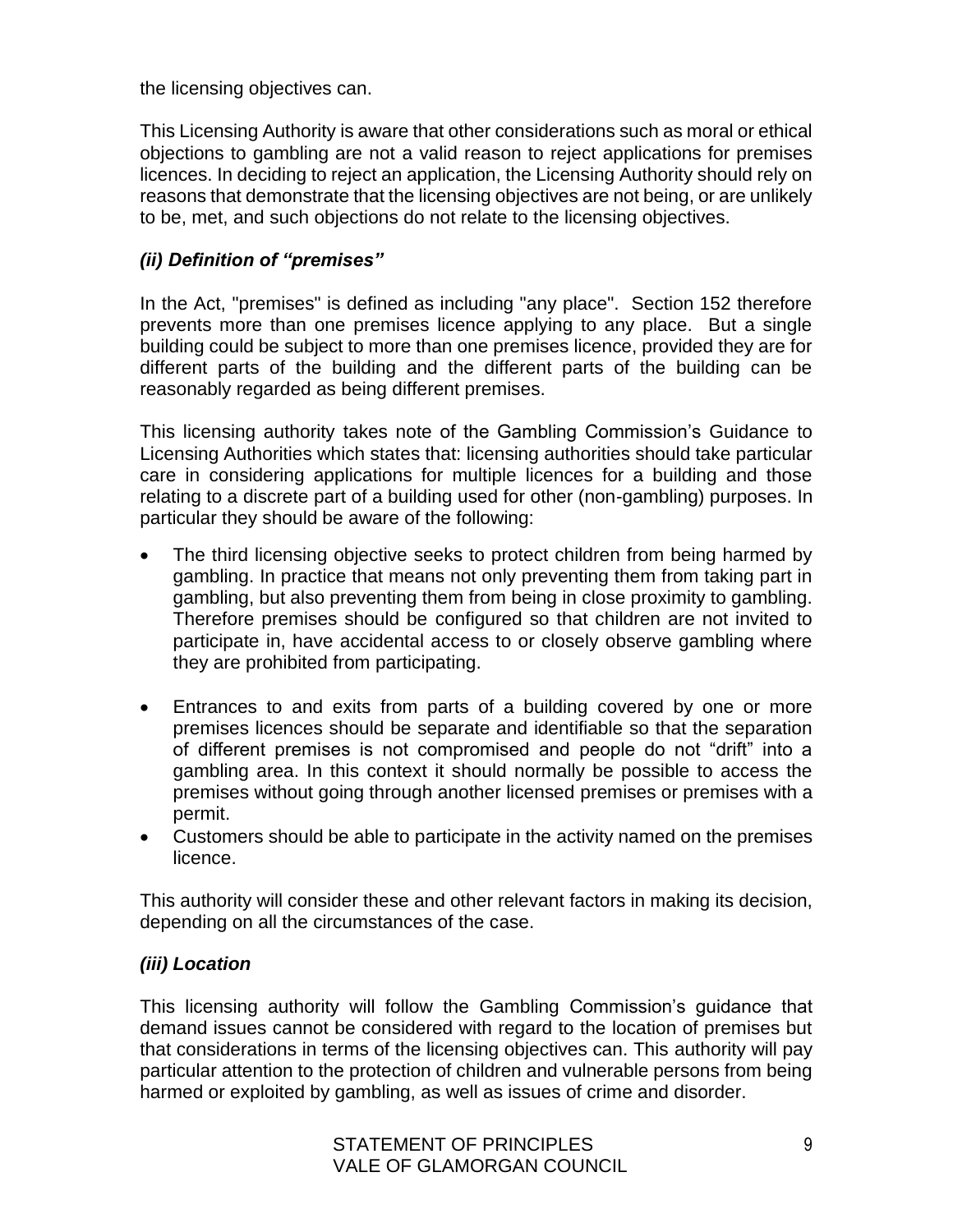the licensing objectives can.

This Licensing Authority is aware that other considerations such as moral or ethical objections to gambling are not a valid reason to reject applications for premises licences. In deciding to reject an application, the Licensing Authority should rely on reasons that demonstrate that the licensing objectives are not being, or are unlikely to be, met, and such objections do not relate to the licensing objectives.

### *(ii) Definition of "premises"*

In the Act, "premises" is defined as including "any place". Section 152 therefore prevents more than one premises licence applying to any place. But a single building could be subject to more than one premises licence, provided they are for different parts of the building and the different parts of the building can be reasonably regarded as being different premises.

This licensing authority takes note of the Gambling Commission's Guidance to Licensing Authorities which states that: licensing authorities should take particular care in considering applications for multiple licences for a building and those relating to a discrete part of a building used for other (non-gambling) purposes. In particular they should be aware of the following:

- The third licensing objective seeks to protect children from being harmed by gambling. In practice that means not only preventing them from taking part in gambling, but also preventing them from being in close proximity to gambling. Therefore premises should be configured so that children are not invited to participate in, have accidental access to or closely observe gambling where they are prohibited from participating.

- Entrances to and exits from parts of a building covered by one or more premises licences should be separate and identifiable so that the separation of different premises is not compromised and people do not "drift" into a gambling area. In this context it should normally be possible to access the premises without going through another licensed premises or premises with a permit.
- Customers should be able to participate in the activity named on the premises licence.

This authority will consider these and other relevant factors in making its decision, depending on all the circumstances of the case.

### *(iii) Location*

This licensing authority will follow the Gambling Commission's guidance that demand issues cannot be considered with regard to the location of premises but that considerations in terms of the licensing objectives can. This authority will pay particular attention to the protection of children and vulnerable persons from being harmed or exploited by gambling, as well as issues of crime and disorder.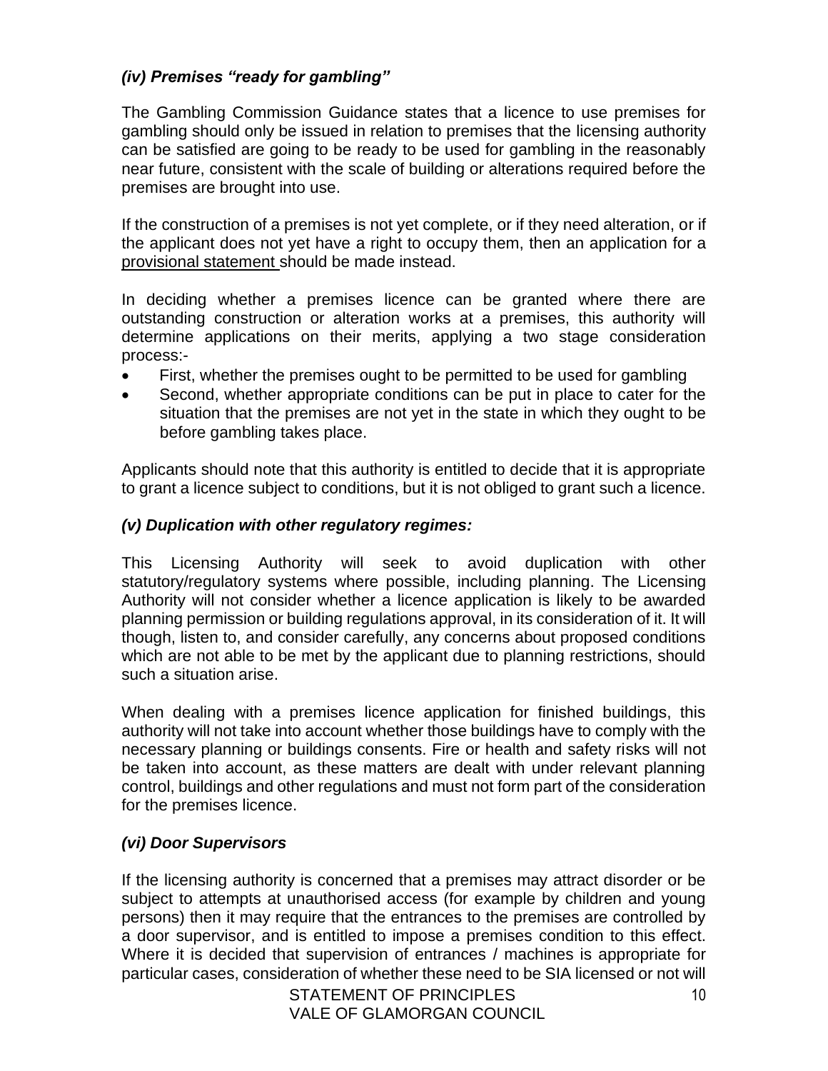### *(iv) Premises "ready for gambling"*

The Gambling Commission Guidance states that a licence to use premises for gambling should only be issued in relation to premises that the licensing authority can be satisfied are going to be ready to be used for gambling in the reasonably near future, consistent with the scale of building or alterations required before the premises are brought into use.

If the construction of a premises is not yet complete, or if they need alteration, or if the applicant does not yet have a right to occupy them, then an application for a provisional statement should be made instead.

In deciding whether a premises licence can be granted where there are outstanding construction or alteration works at a premises, this authority will determine applications on their merits, applying a two stage consideration process:-

- First, whether the premises ought to be permitted to be used for gambling
- Second, whether appropriate conditions can be put in place to cater for the situation that the premises are not yet in the state in which they ought to be before gambling takes place.

Applicants should note that this authority is entitled to decide that it is appropriate to grant a licence subject to conditions, but it is not obliged to grant such a licence.

### *(v) Duplication with other regulatory regimes:*

This Licensing Authority will seek to avoid duplication with other statutory/regulatory systems where possible, including planning. The Licensing Authority will not consider whether a licence application is likely to be awarded planning permission or building regulations approval, in its consideration of it. It will though, listen to, and consider carefully, any concerns about proposed conditions which are not able to be met by the applicant due to planning restrictions, should such a situation arise.

When dealing with a premises licence application for finished buildings, this authority will not take into account whether those buildings have to comply with the necessary planning or buildings consents. Fire or health and safety risks will not be taken into account, as these matters are dealt with under relevant planning control, buildings and other regulations and must not form part of the consideration for the premises licence.

### *(vi) Door Supervisors*

If the licensing authority is concerned that a premises may attract disorder or be subject to attempts at unauthorised access (for example by children and young persons) then it may require that the entrances to the premises are controlled by a door supervisor, and is entitled to impose a premises condition to this effect. Where it is decided that supervision of entrances / machines is appropriate for particular cases, consideration of whether these need to be SIA licensed or not will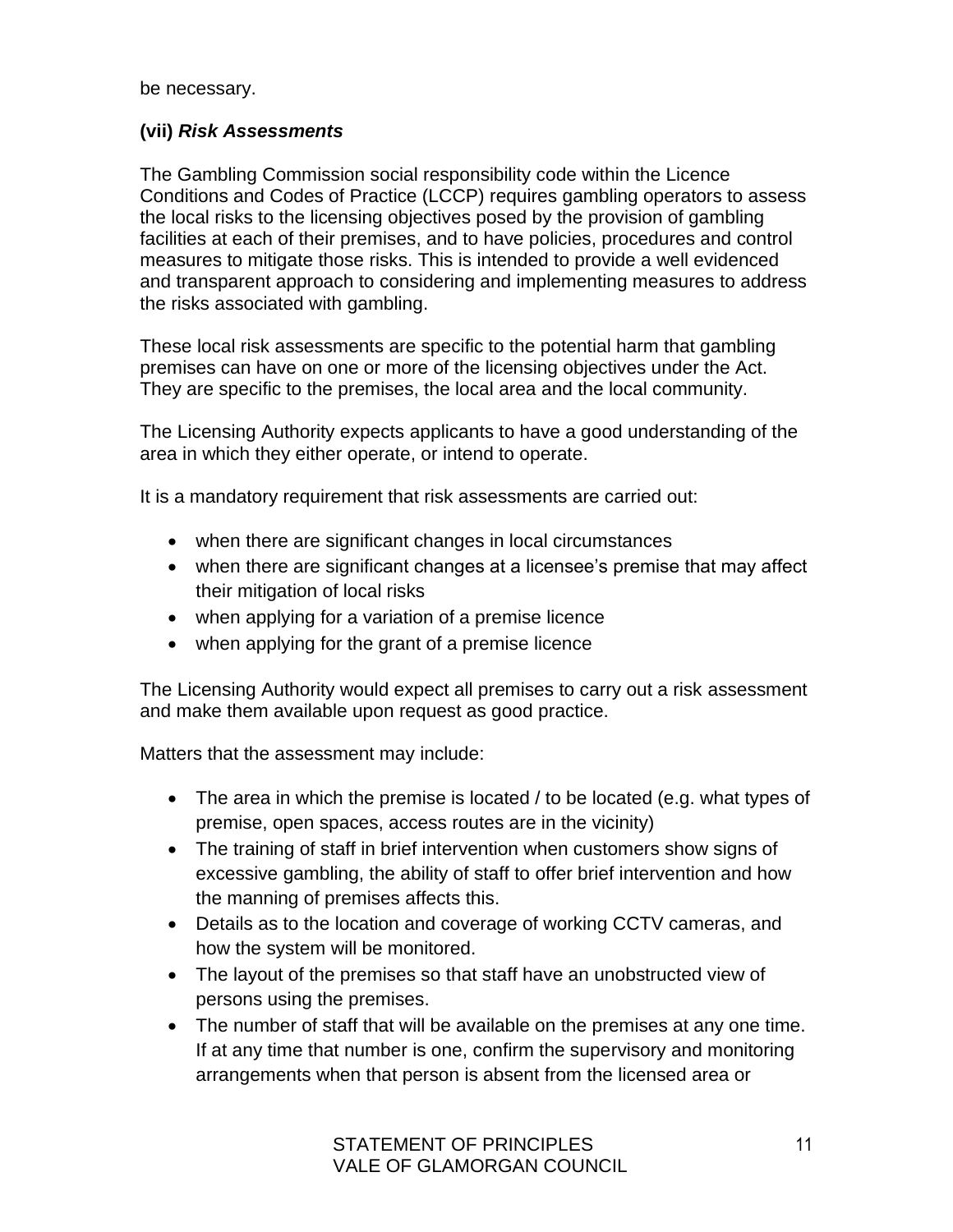be necessary.

**(vii)** ***Risk Assessments***

The Gambling Commission social responsibility code within the Licence Conditions and Codes of Practice (LCCP) requires gambling operators to assess the local risks to the licensing objectives posed by the provision of gambling facilities at each of their premises, and to have policies, procedures and control measures to mitigate those risks. This is intended to provide a well evidenced and transparent approach to considering and implementing measures to address the risks associated with gambling.

These local risk assessments are specific to the potential harm that gambling premises can have on one or more of the licensing objectives under the Act. They are specific to the premises, the local area and the local community.

The Licensing Authority expects applicants to have a good understanding of the area in which they either operate, or intend to operate.

It is a mandatory requirement that risk assessments are carried out:

- when there are significant changes in local circumstances
- when there are significant changes at a licensee's premise that may affect their mitigation of local risks
- when applying for a variation of a premise licence
- when applying for the grant of a premise licence

The Licensing Authority would expect all premises to carry out a risk assessment and make them available upon request as good practice.

Matters that the assessment may include:

- The area in which the premise is located / to be located (e.g. what types of premise, open spaces, access routes are in the vicinity)
- The training of staff in brief intervention when customers show signs of excessive gambling, the ability of staff to offer brief intervention and how the manning of premises affects this.
- Details as to the location and coverage of working CCTV cameras, and how the system will be monitored.
- The layout of the premises so that staff have an unobstructed view of persons using the premises.
- The number of staff that will be available on the premises at any one time. If at any time that number is one, confirm the supervisory and monitoring arrangements when that person is absent from the licensed area or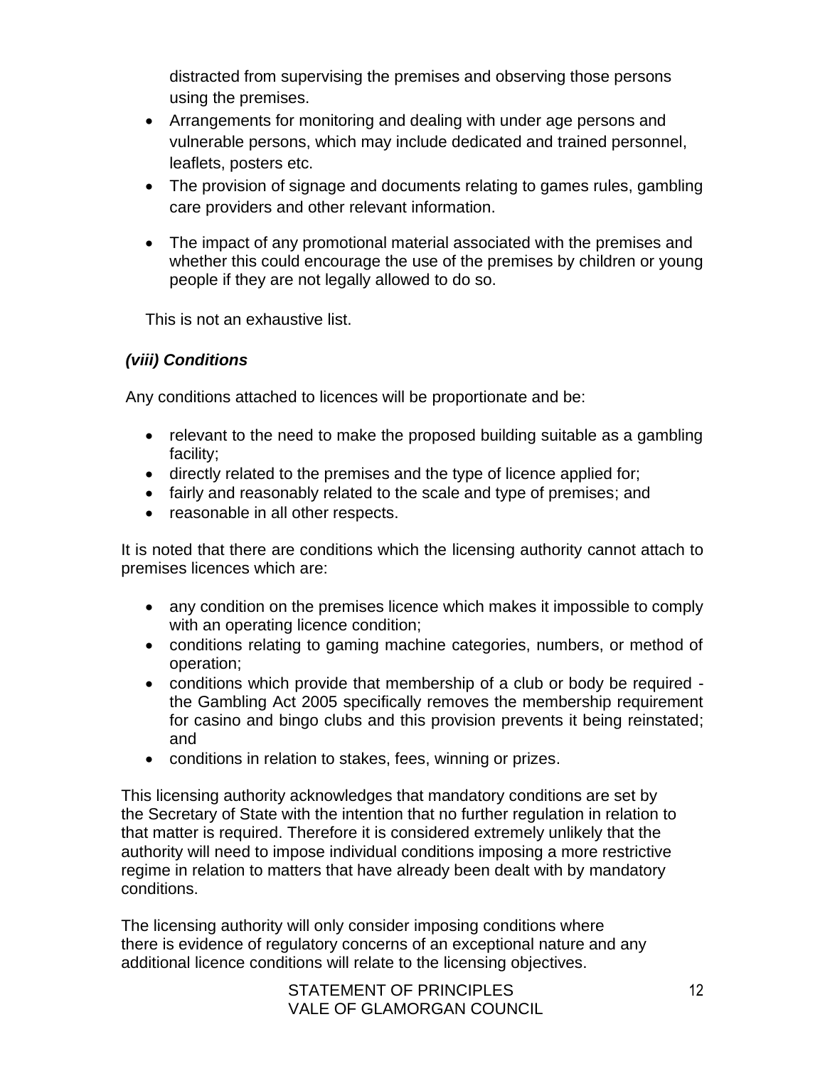distracted from supervising the premises and observing those persons using the premises.

- Arrangements for monitoring and dealing with under age persons and vulnerable persons, which may include dedicated and trained personnel, leaflets, posters etc.
- The provision of signage and documents relating to games rules, gambling care providers and other relevant information.
- The impact of any promotional material associated with the premises and whether this could encourage the use of the premises by children or young people if they are not legally allowed to do so.

This is not an exhaustive list.

***(viii) Conditions***

Any conditions attached to licences will be proportionate and be:

- relevant to the need to make the proposed building suitable as a gambling facility;
- directly related to the premises and the type of licence applied for;
- fairly and reasonably related to the scale and type of premises; and
- reasonable in all other respects.

It is noted that there are conditions which the licensing authority cannot attach to premises licences which are:

- any condition on the premises licence which makes it impossible to comply with an operating licence condition;
- conditions relating to gaming machine categories, numbers, or method of operation;
- conditions which provide that membership of a club or body be required - the Gambling Act 2005 specifically removes the membership requirement for casino and bingo clubs and this provision prevents it being reinstated; and
- conditions in relation to stakes, fees, winning or prizes.

This licensing authority acknowledges that mandatory conditions are set by the Secretary of State with the intention that no further regulation in relation to that matter is required. Therefore it is considered extremely unlikely that the authority will need to impose individual conditions imposing a more restrictive regime in relation to matters that have already been dealt with by mandatory conditions.

The licensing authority will only consider imposing conditions where there is evidence of regulatory concerns of an exceptional nature and any additional licence conditions will relate to the licensing objectives.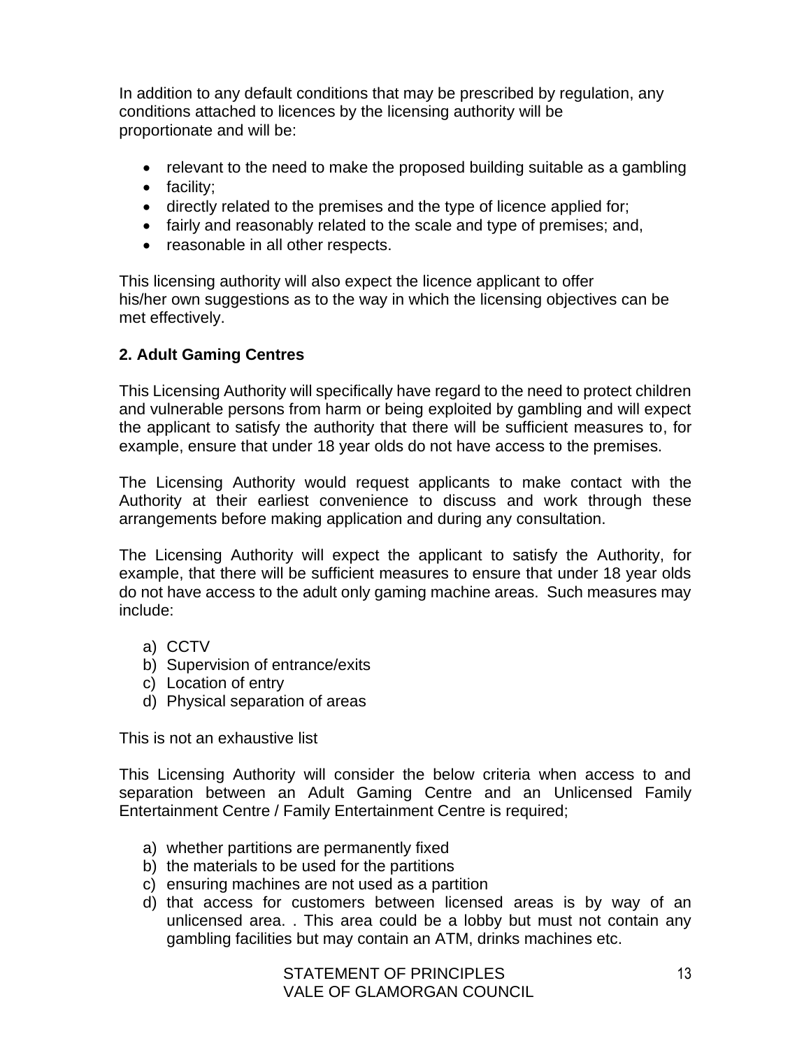In addition to any default conditions that may be prescribed by regulation, any conditions attached to licences by the licensing authority will be proportionate and will be:

- relevant to the need to make the proposed building suitable as a gambling
- facility;
- directly related to the premises and the type of licence applied for;
- fairly and reasonably related to the scale and type of premises; and,
- reasonable in all other respects.

This licensing authority will also expect the licence applicant to offer his/her own suggestions as to the way in which the licensing objectives can be met effectively.

**2. Adult Gaming Centres**

This Licensing Authority will specifically have regard to the need to protect children and vulnerable persons from harm or being exploited by gambling and will expect the applicant to satisfy the authority that there will be sufficient measures to, for example, ensure that under 18 year olds do not have access to the premises.

The Licensing Authority would request applicants to make contact with the Authority at their earliest convenience to discuss and work through these arrangements before making application and during any consultation.

The Licensing Authority will expect the applicant to satisfy the Authority, for example, that there will be sufficient measures to ensure that under 18 year olds do not have access to the adult only gaming machine areas. Such measures may include:

a) CCTV
b) Supervision of entrance/exits
c) Location of entry
d) Physical separation of areas

This is not an exhaustive list

This Licensing Authority will consider the below criteria when access to and separation between an Adult Gaming Centre and an Unlicensed Family Entertainment Centre / Family Entertainment Centre is required;

a) whether partitions are permanently fixed
b) the materials to be used for the partitions
c) ensuring machines are not used as a partition
d) that access for customers between licensed areas is by way of an unlicensed area. . This area could be a lobby but must not contain any gambling facilities but may contain an ATM, drinks machines etc.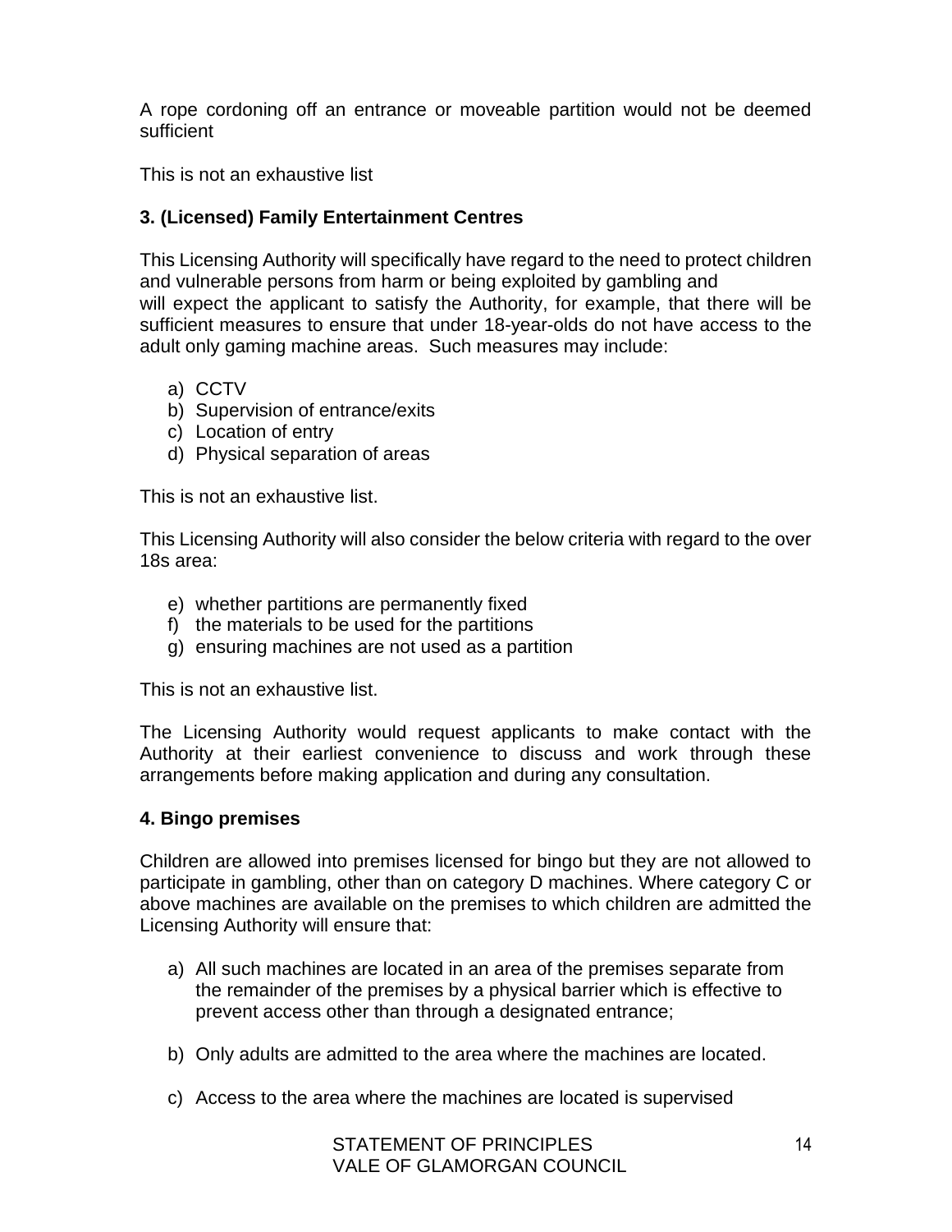A rope cordoning off an entrance or moveable partition would not be deemed sufficient

This is not an exhaustive list

### 3. (Licensed) Family Entertainment Centres

This Licensing Authority will specifically have regard to the need to protect children and vulnerable persons from harm or being exploited by gambling and will expect the applicant to satisfy the Authority, for example, that there will be sufficient measures to ensure that under 18-year-olds do not have access to the adult only gaming machine areas. Such measures may include:

a) CCTV
b) Supervision of entrance/exits
c) Location of entry
d) Physical separation of areas

This is not an exhaustive list.

This Licensing Authority will also consider the below criteria with regard to the over 18s area:

e) whether partitions are permanently fixed
f) the materials to be used for the partitions
g) ensuring machines are not used as a partition

This is not an exhaustive list.

The Licensing Authority would request applicants to make contact with the Authority at their earliest convenience to discuss and work through these arrangements before making application and during any consultation.

### 4. Bingo premises

Children are allowed into premises licensed for bingo but they are not allowed to participate in gambling, other than on category D machines. Where category C or above machines are available on the premises to which children are admitted the Licensing Authority will ensure that:

a) All such machines are located in an area of the premises separate from the remainder of the premises by a physical barrier which is effective to prevent access other than through a designated entrance;

b) Only adults are admitted to the area where the machines are located.

c) Access to the area where the machines are located is supervised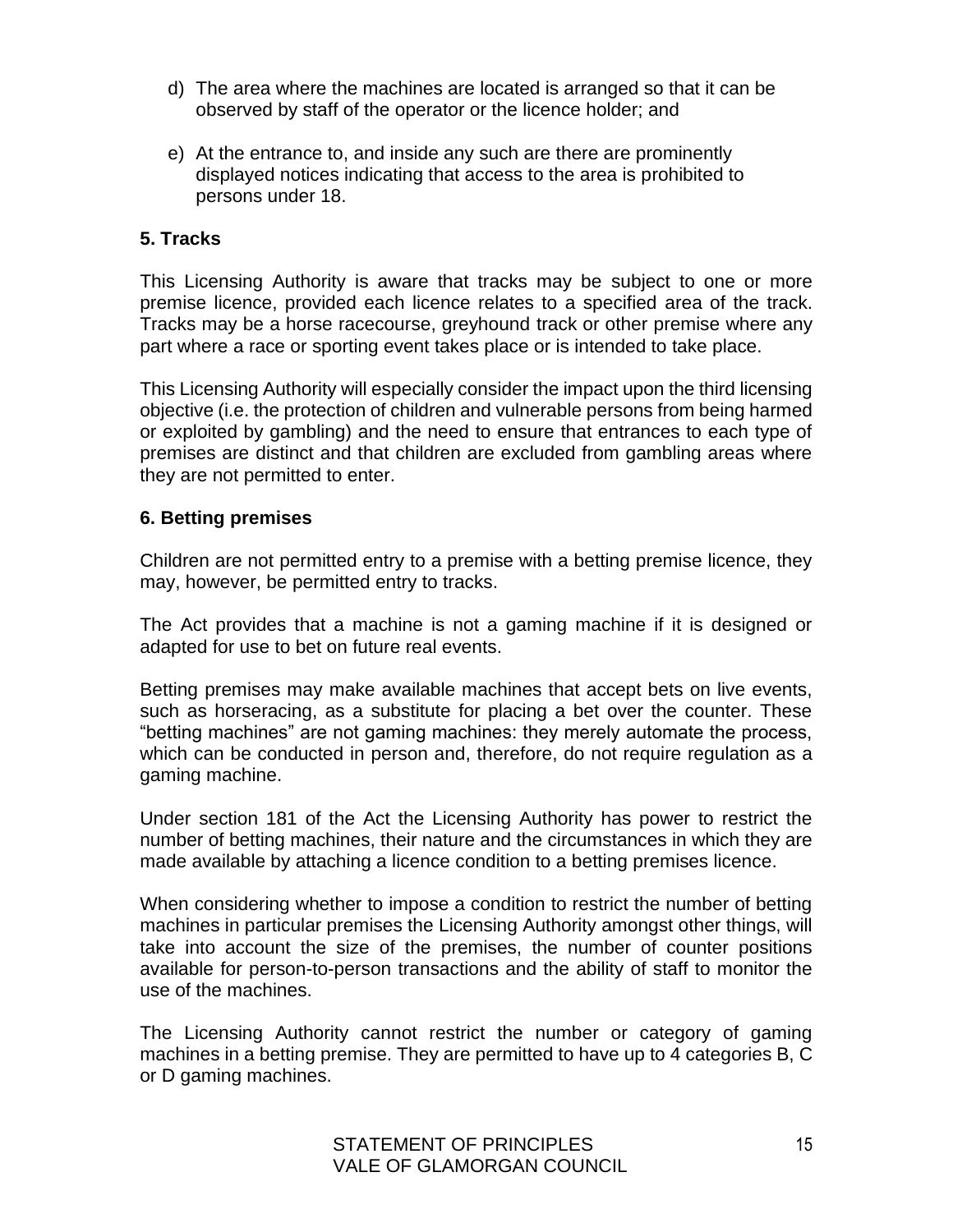d) The area where the machines are located is arranged so that it can be observed by staff of the operator or the licence holder; and

e) At the entrance to, and inside any such are there are prominently displayed notices indicating that access to the area is prohibited to persons under 18.

**5. Tracks**

This Licensing Authority is aware that tracks may be subject to one or more premise licence, provided each licence relates to a specified area of the track. Tracks may be a horse racecourse, greyhound track or other premise where any part where a race or sporting event takes place or is intended to take place.

This Licensing Authority will especially consider the impact upon the third licensing objective (i.e. the protection of children and vulnerable persons from being harmed or exploited by gambling) and the need to ensure that entrances to each type of premises are distinct and that children are excluded from gambling areas where they are not permitted to enter.

**6. Betting premises**

Children are not permitted entry to a premise with a betting premise licence, they may, however, be permitted entry to tracks.

The Act provides that a machine is not a gaming machine if it is designed or adapted for use to bet on future real events.

Betting premises may make available machines that accept bets on live events, such as horseracing, as a substitute for placing a bet over the counter. These "betting machines" are not gaming machines: they merely automate the process, which can be conducted in person and, therefore, do not require regulation as a gaming machine.

Under section 181 of the Act the Licensing Authority has power to restrict the number of betting machines, their nature and the circumstances in which they are made available by attaching a licence condition to a betting premises licence.

When considering whether to impose a condition to restrict the number of betting machines in particular premises the Licensing Authority amongst other things, will take into account the size of the premises, the number of counter positions available for person-to-person transactions and the ability of staff to monitor the use of the machines.

The Licensing Authority cannot restrict the number or category of gaming machines in a betting premise. They are permitted to have up to 4 categories B, C or D gaming machines.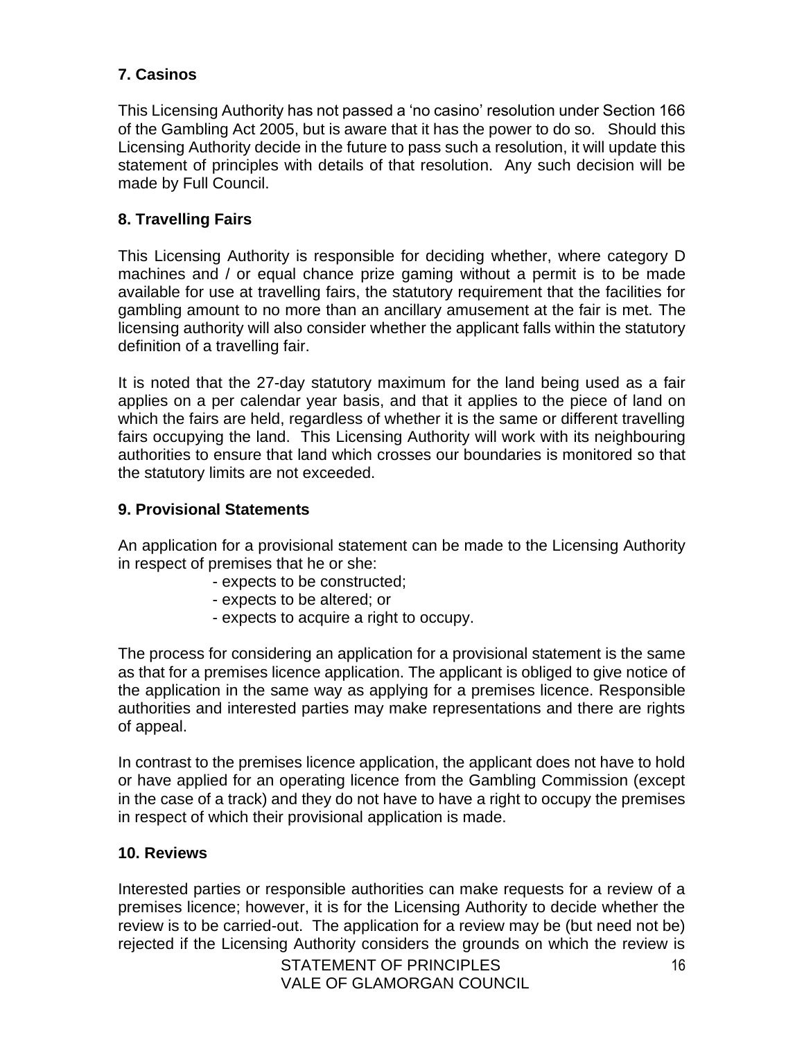## 7. Casinos

This Licensing Authority has not passed a 'no casino' resolution under Section 166 of the Gambling Act 2005, but is aware that it has the power to do so. Should this Licensing Authority decide in the future to pass such a resolution, it will update this statement of principles with details of that resolution. Any such decision will be made by Full Council.

## 8. Travelling Fairs

This Licensing Authority is responsible for deciding whether, where category D machines and / or equal chance prize gaming without a permit is to be made available for use at travelling fairs, the statutory requirement that the facilities for gambling amount to no more than an ancillary amusement at the fair is met. The licensing authority will also consider whether the applicant falls within the statutory definition of a travelling fair.

It is noted that the 27-day statutory maximum for the land being used as a fair applies on a per calendar year basis, and that it applies to the piece of land on which the fairs are held, regardless of whether it is the same or different travelling fairs occupying the land. This Licensing Authority will work with its neighbouring authorities to ensure that land which crosses our boundaries is monitored so that the statutory limits are not exceeded.

## 9. Provisional Statements

An application for a provisional statement can be made to the Licensing Authority in respect of premises that he or she:

- expects to be constructed;
- expects to be altered; or
- expects to acquire a right to occupy.

The process for considering an application for a provisional statement is the same as that for a premises licence application. The applicant is obliged to give notice of the application in the same way as applying for a premises licence. Responsible authorities and interested parties may make representations and there are rights of appeal.

In contrast to the premises licence application, the applicant does not have to hold or have applied for an operating licence from the Gambling Commission (except in the case of a track) and they do not have to have a right to occupy the premises in respect of which their provisional application is made.

## 10. Reviews

Interested parties or responsible authorities can make requests for a review of a premises licence; however, it is for the Licensing Authority to decide whether the review is to be carried-out. The application for a review may be (but need not be) rejected if the Licensing Authority considers the grounds on which the review is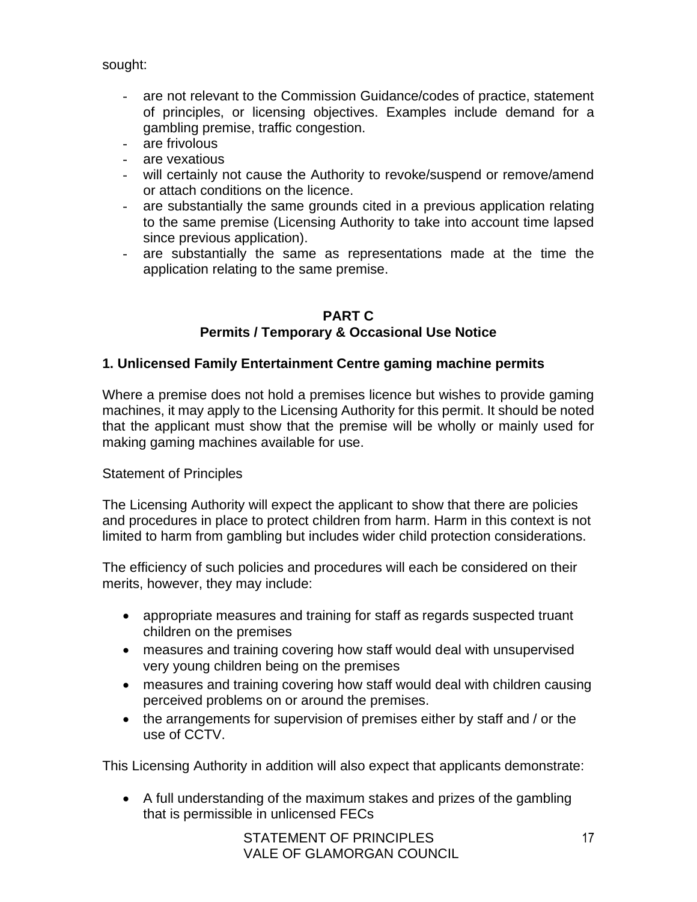sought:

- are not relevant to the Commission Guidance/codes of practice, statement of principles, or licensing objectives. Examples include demand for a gambling premise, traffic congestion.
- are frivolous
- are vexatious
- will certainly not cause the Authority to revoke/suspend or remove/amend or attach conditions on the licence.
- are substantially the same grounds cited in a previous application relating to the same premise (Licensing Authority to take into account time lapsed since previous application).
- are substantially the same as representations made at the time the application relating to the same premise.

## PART C
## Permits / Temporary & Occasional Use Notice

### 1. Unlicensed Family Entertainment Centre gaming machine permits

Where a premise does not hold a premises licence but wishes to provide gaming machines, it may apply to the Licensing Authority for this permit. It should be noted that the applicant must show that the premise will be wholly or mainly used for making gaming machines available for use.

Statement of Principles

The Licensing Authority will expect the applicant to show that there are policies and procedures in place to protect children from harm. Harm in this context is not limited to harm from gambling but includes wider child protection considerations.

The efficiency of such policies and procedures will each be considered on their merits, however, they may include:

- appropriate measures and training for staff as regards suspected truant children on the premises
- measures and training covering how staff would deal with unsupervised very young children being on the premises
- measures and training covering how staff would deal with children causing perceived problems on or around the premises.
- the arrangements for supervision of premises either by staff and / or the use of CCTV.

This Licensing Authority in addition will also expect that applicants demonstrate:

- A full understanding of the maximum stakes and prizes of the gambling that is permissible in unlicensed FECs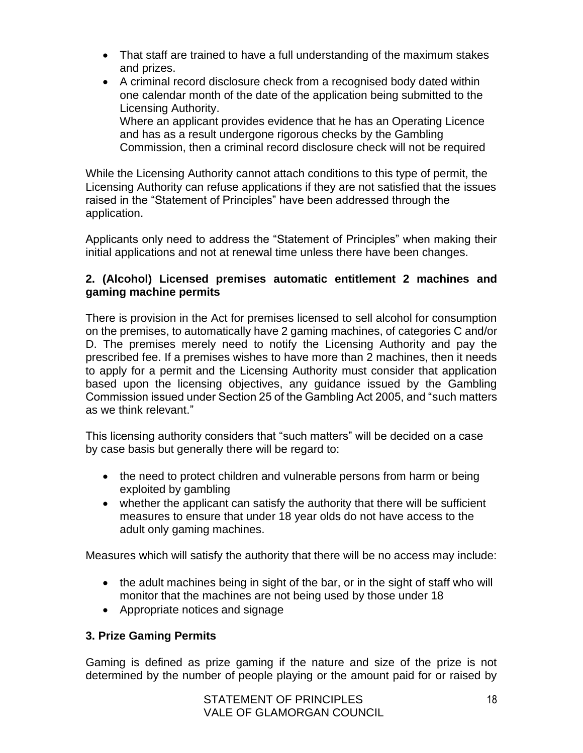- That staff are trained to have a full understanding of the maximum stakes and prizes.
- A criminal record disclosure check from a recognised body dated within one calendar month of the date of the application being submitted to the Licensing Authority.
  Where an applicant provides evidence that he has an Operating Licence and has as a result undergone rigorous checks by the Gambling Commission, then a criminal record disclosure check will not be required

While the Licensing Authority cannot attach conditions to this type of permit, the Licensing Authority can refuse applications if they are not satisfied that the issues raised in the "Statement of Principles" have been addressed through the application.

Applicants only need to address the "Statement of Principles" when making their initial applications and not at renewal time unless there have been changes.

**2. (Alcohol) Licensed premises automatic entitlement 2 machines and gaming machine permits**

There is provision in the Act for premises licensed to sell alcohol for consumption on the premises, to automatically have 2 gaming machines, of categories C and/or D. The premises merely need to notify the Licensing Authority and pay the prescribed fee. If a premises wishes to have more than 2 machines, then it needs to apply for a permit and the Licensing Authority must consider that application based upon the licensing objectives, any guidance issued by the Gambling Commission issued under Section 25 of the Gambling Act 2005, and "such matters as we think relevant."

This licensing authority considers that "such matters" will be decided on a case by case basis but generally there will be regard to:

- the need to protect children and vulnerable persons from harm or being exploited by gambling
- whether the applicant can satisfy the authority that there will be sufficient measures to ensure that under 18 year olds do not have access to the adult only gaming machines.

Measures which will satisfy the authority that there will be no access may include:

- the adult machines being in sight of the bar, or in the sight of staff who will monitor that the machines are not being used by those under 18
- Appropriate notices and signage

**3. Prize Gaming Permits**

Gaming is defined as prize gaming if the nature and size of the prize is not determined by the number of people playing or the amount paid for or raised by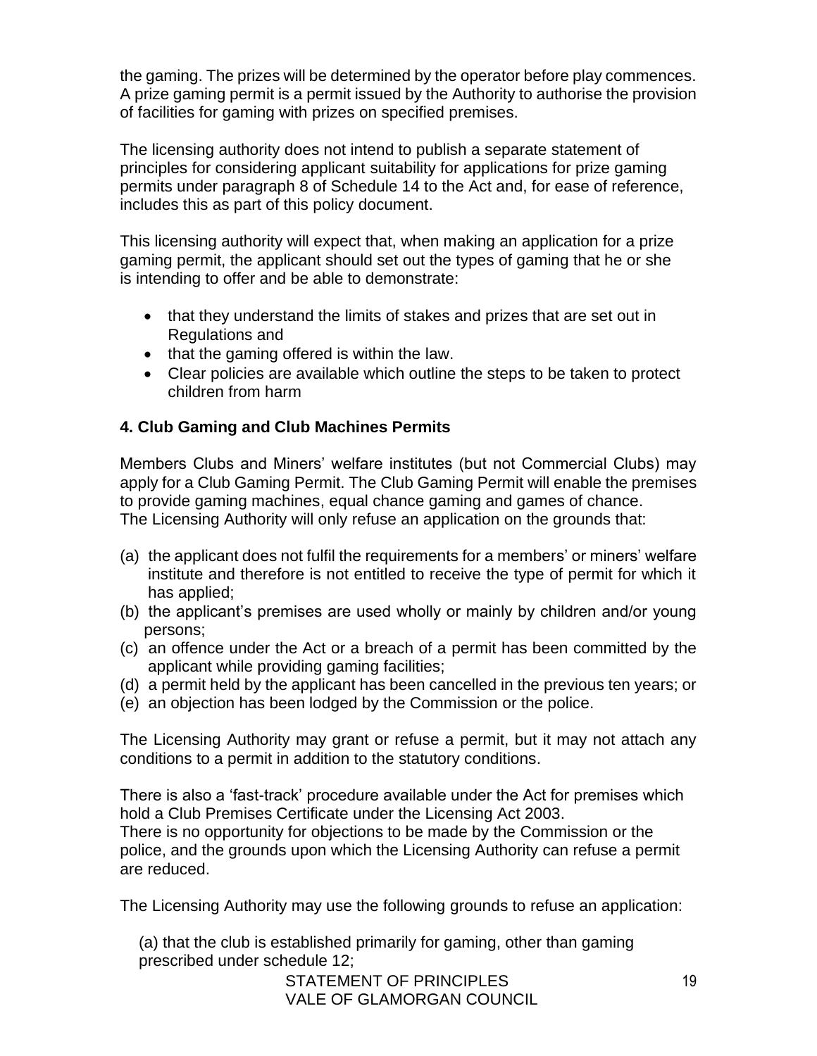the gaming. The prizes will be determined by the operator before play commences. A prize gaming permit is a permit issued by the Authority to authorise the provision of facilities for gaming with prizes on specified premises.

The licensing authority does not intend to publish a separate statement of principles for considering applicant suitability for applications for prize gaming permits under paragraph 8 of Schedule 14 to the Act and, for ease of reference, includes this as part of this policy document.

This licensing authority will expect that, when making an application for a prize gaming permit, the applicant should set out the types of gaming that he or she is intending to offer and be able to demonstrate:

- that they understand the limits of stakes and prizes that are set out in Regulations and
- that the gaming offered is within the law.
- Clear policies are available which outline the steps to be taken to protect children from harm

**4. Club Gaming and Club Machines Permits**

Members Clubs and Miners' welfare institutes (but not Commercial Clubs) may apply for a Club Gaming Permit. The Club Gaming Permit will enable the premises to provide gaming machines, equal chance gaming and games of chance.
The Licensing Authority will only refuse an application on the grounds that:

(a) the applicant does not fulfil the requirements for a members' or miners' welfare institute and therefore is not entitled to receive the type of permit for which it has applied;
(b) the applicant's premises are used wholly or mainly by children and/or young persons;
(c) an offence under the Act or a breach of a permit has been committed by the applicant while providing gaming facilities;
(d) a permit held by the applicant has been cancelled in the previous ten years; or
(e) an objection has been lodged by the Commission or the police.

The Licensing Authority may grant or refuse a permit, but it may not attach any conditions to a permit in addition to the statutory conditions.

There is also a 'fast-track' procedure available under the Act for premises which hold a Club Premises Certificate under the Licensing Act 2003.
There is no opportunity for objections to be made by the Commission or the police, and the grounds upon which the Licensing Authority can refuse a permit are reduced.

The Licensing Authority may use the following grounds to refuse an application:

(a) that the club is established primarily for gaming, other than gaming prescribed under schedule 12;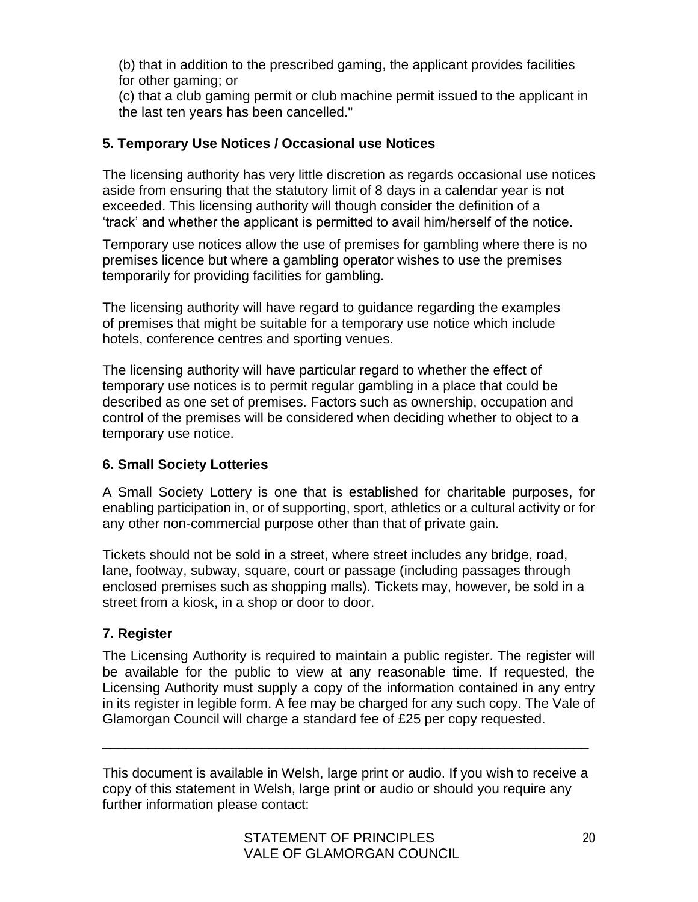(b) that in addition to the prescribed gaming, the applicant provides facilities for other gaming; or

(c) that a club gaming permit or club machine permit issued to the applicant in the last ten years has been cancelled."

### 5. Temporary Use Notices / Occasional use Notices

The licensing authority has very little discretion as regards occasional use notices aside from ensuring that the statutory limit of 8 days in a calendar year is not exceeded. This licensing authority will though consider the definition of a 'track' and whether the applicant is permitted to avail him/herself of the notice.

Temporary use notices allow the use of premises for gambling where there is no premises licence but where a gambling operator wishes to use the premises temporarily for providing facilities for gambling.

The licensing authority will have regard to guidance regarding the examples of premises that might be suitable for a temporary use notice which include hotels, conference centres and sporting venues.

The licensing authority will have particular regard to whether the effect of temporary use notices is to permit regular gambling in a place that could be described as one set of premises. Factors such as ownership, occupation and control of the premises will be considered when deciding whether to object to a temporary use notice.

### 6. Small Society Lotteries

A Small Society Lottery is one that is established for charitable purposes, for enabling participation in, or of supporting, sport, athletics or a cultural activity or for any other non-commercial purpose other than that of private gain.

Tickets should not be sold in a street, where street includes any bridge, road, lane, footway, subway, square, court or passage (including passages through enclosed premises such as shopping malls). Tickets may, however, be sold in a street from a kiosk, in a shop or door to door.

### 7. Register

The Licensing Authority is required to maintain a public register. The register will be available for the public to view at any reasonable time. If requested, the Licensing Authority must supply a copy of the information contained in any entry in its register in legible form. A fee may be charged for any such copy. The Vale of Glamorgan Council will charge a standard fee of £25 per copy requested.

---

This document is available in Welsh, large print or audio. If you wish to receive a copy of this statement in Welsh, large print or audio or should you require any further information please contact: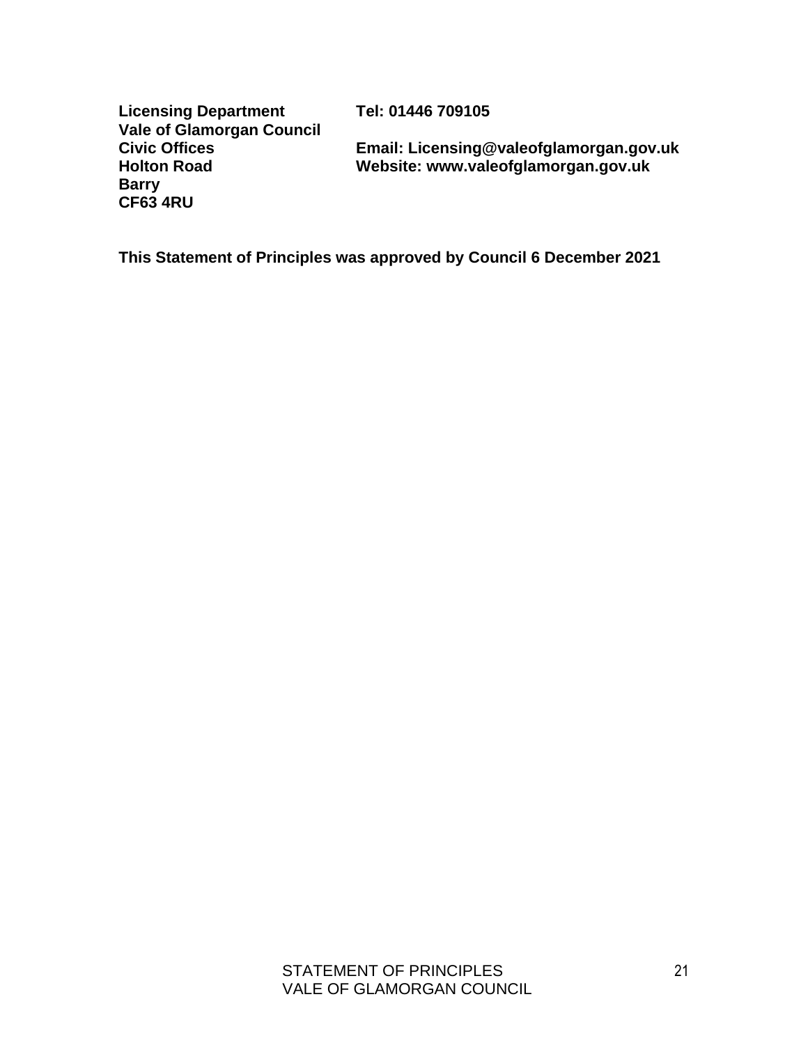**Licensing Department**
**Vale of Glamorgan Council**
**Civic Offices**
**Holton Road**
**Barry**
**CF63 4RU**

**Tel: 01446 709105**

**Email: Licensing@valeofglamorgan.gov.uk**
**Website: www.valeofglamorgan.gov.uk**

**This Statement of Principles was approved by Council 6 December 2021**